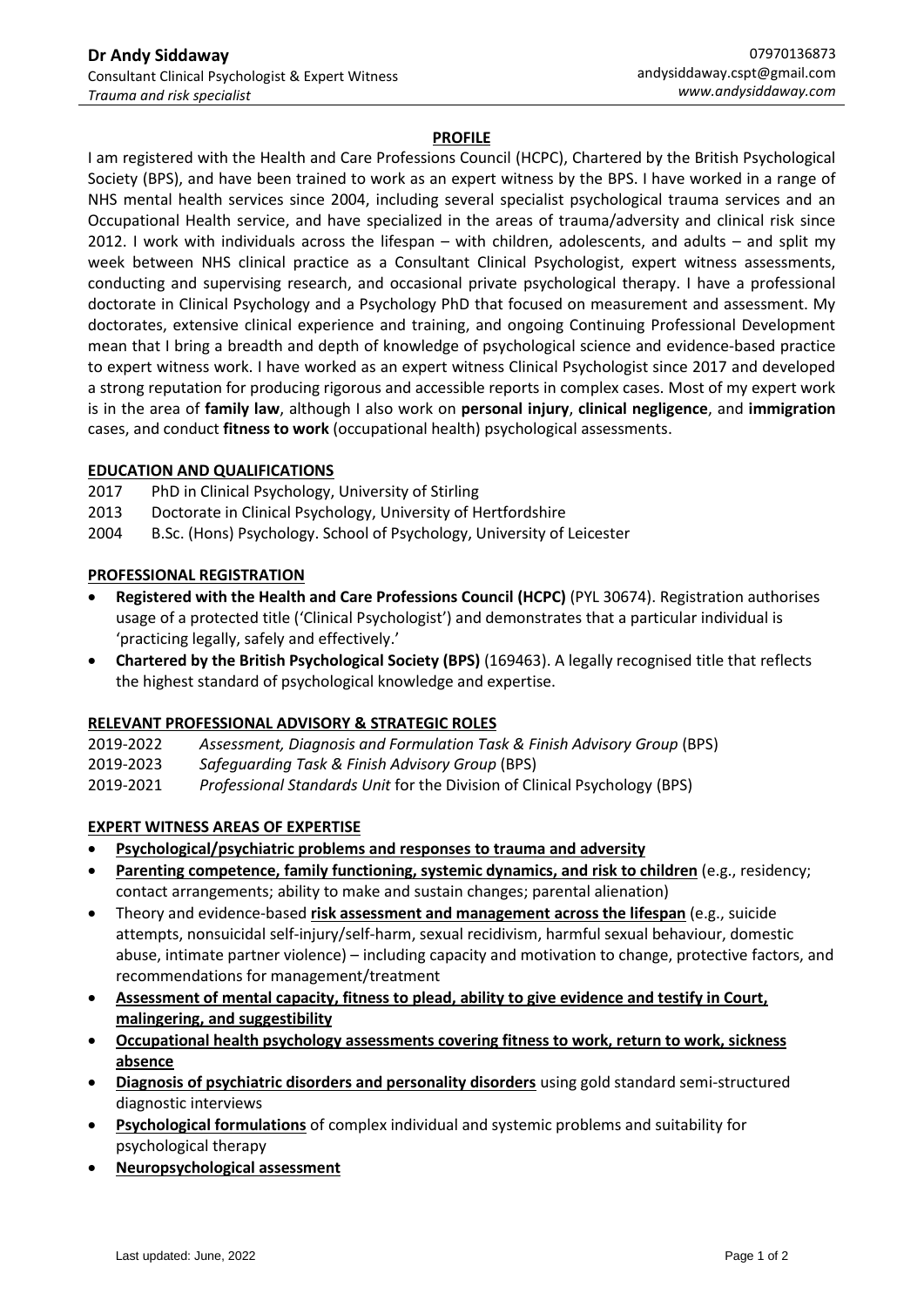**Dr Andy Siddaway**
Consultant Clinical Psychologist & Expert Witness
*Trauma and risk specialist*

07970136873
andysiddaway.cspt@gmail.com
*www.andysiddaway.com*

## PROFILE

I am registered with the Health and Care Professions Council (HCPC), Chartered by the British Psychological Society (BPS), and have been trained to work as an expert witness by the BPS. I have worked in a range of NHS mental health services since 2004, including several specialist psychological trauma services and an Occupational Health service, and have specialized in the areas of trauma/adversity and clinical risk since 2012. I work with individuals across the lifespan – with children, adolescents, and adults – and split my week between NHS clinical practice as a Consultant Clinical Psychologist, expert witness assessments, conducting and supervising research, and occasional private psychological therapy. I have a professional doctorate in Clinical Psychology and a Psychology PhD that focused on measurement and assessment. My doctorates, extensive clinical experience and training, and ongoing Continuing Professional Development mean that I bring a breadth and depth of knowledge of psychological science and evidence-based practice to expert witness work. I have worked as an expert witness Clinical Psychologist since 2017 and developed a strong reputation for producing rigorous and accessible reports in complex cases. Most of my expert work is in the area of **family law**, although I also work on **personal injury**, **clinical negligence**, and **immigration** cases, and conduct **fitness to work** (occupational health) psychological assessments.

## EDUCATION AND QUALIFICATIONS

2017 PhD in Clinical Psychology, University of Stirling
2013 Doctorate in Clinical Psychology, University of Hertfordshire
2004 B.Sc. (Hons) Psychology. School of Psychology, University of Leicester

## PROFESSIONAL REGISTRATION

- **Registered with the Health and Care Professions Council (HCPC)** (PYL 30674). Registration authorises usage of a protected title ('Clinical Psychologist') and demonstrates that a particular individual is 'practicing legally, safely and effectively.'
- **Chartered by the British Psychological Society (BPS)** (169463). A legally recognised title that reflects the highest standard of psychological knowledge and expertise.

## RELEVANT PROFESSIONAL ADVISORY & STRATEGIC ROLES

2019-2022 *Assessment, Diagnosis and Formulation Task & Finish Advisory Group* (BPS)
2019-2023 *Safeguarding Task & Finish Advisory Group* (BPS)
2019-2021 *Professional Standards Unit* for the Division of Clinical Psychology (BPS)

## EXPERT WITNESS AREAS OF EXPERTISE

- **Psychological/psychiatric problems and responses to trauma and adversity**
- **Parenting competence, family functioning, systemic dynamics, and risk to children** (e.g., residency; contact arrangements; ability to make and sustain changes; parental alienation)
- Theory and evidence-based **risk assessment and management across the lifespan** (e.g., suicide attempts, nonsuicidal self-injury/self-harm, sexual recidivism, harmful sexual behaviour, domestic abuse, intimate partner violence) – including capacity and motivation to change, protective factors, and recommendations for management/treatment
- **Assessment of mental capacity, fitness to plead, ability to give evidence and testify in Court, malingering, and suggestibility**
- **Occupational health psychology assessments covering fitness to work, return to work, sickness absence**
- **Diagnosis of psychiatric disorders and personality disorders** using gold standard semi-structured diagnostic interviews
- **Psychological formulations** of complex individual and systemic problems and suitability for psychological therapy
- **Neuropsychological assessment**

Last updated: June, 2022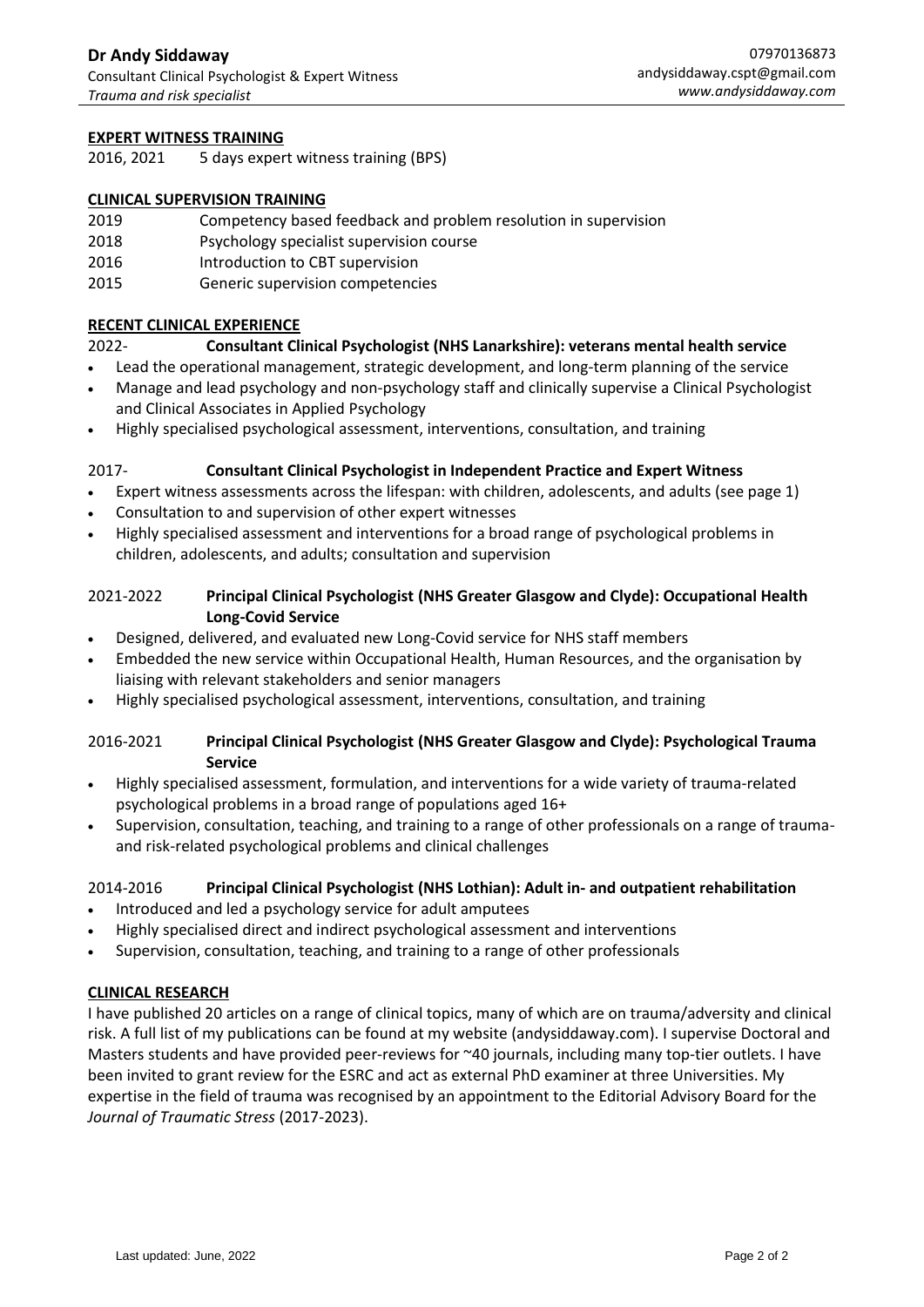**Dr Andy Siddaway**
Consultant Clinical Psychologist & Expert Witness
*Trauma and risk specialist*

07970136873
andysiddaway.cspt@gmail.com
*www.andysiddaway.com*

## EXPERT WITNESS TRAINING

2016, 2021 5 days expert witness training (BPS)

## CLINICAL SUPERVISION TRAINING

2019 Competency based feedback and problem resolution in supervision
2018 Psychology specialist supervision course
2016 Introduction to CBT supervision
2015 Generic supervision competencies

## RECENT CLINICAL EXPERIENCE

### 2022- **Consultant Clinical Psychologist (NHS Lanarkshire): veterans mental health service**

- Lead the operational management, strategic development, and long-term planning of the service
- Manage and lead psychology and non-psychology staff and clinically supervise a Clinical Psychologist and Clinical Associates in Applied Psychology
- Highly specialised psychological assessment, interventions, consultation, and training

### 2017- **Consultant Clinical Psychologist in Independent Practice and Expert Witness**

- Expert witness assessments across the lifespan: with children, adolescents, and adults (see page 1)
- Consultation to and supervision of other expert witnesses
- Highly specialised assessment and interventions for a broad range of psychological problems in children, adolescents, and adults; consultation and supervision

### 2021-2022 **Principal Clinical Psychologist (NHS Greater Glasgow and Clyde): Occupational Health Long-Covid Service**

- Designed, delivered, and evaluated new Long-Covid service for NHS staff members
- Embedded the new service within Occupational Health, Human Resources, and the organisation by liaising with relevant stakeholders and senior managers
- Highly specialised psychological assessment, interventions, consultation, and training

### 2016-2021 **Principal Clinical Psychologist (NHS Greater Glasgow and Clyde): Psychological Trauma Service**

- Highly specialised assessment, formulation, and interventions for a wide variety of trauma-related psychological problems in a broad range of populations aged 16+
- Supervision, consultation, teaching, and training to a range of other professionals on a range of trauma- and risk-related psychological problems and clinical challenges

### 2014-2016 **Principal Clinical Psychologist (NHS Lothian): Adult in- and outpatient rehabilitation**

- Introduced and led a psychology service for adult amputees
- Highly specialised direct and indirect psychological assessment and interventions
- Supervision, consultation, teaching, and training to a range of other professionals

## CLINICAL RESEARCH

I have published 20 articles on a range of clinical topics, many of which are on trauma/adversity and clinical risk. A full list of my publications can be found at my website (andysiddaway.com). I supervise Doctoral and Masters students and have provided peer-reviews for ~40 journals, including many top-tier outlets. I have been invited to grant review for the ESRC and act as external PhD examiner at three Universities. My expertise in the field of trauma was recognised by an appointment to the Editorial Advisory Board for the *Journal of Traumatic Stress* (2017-2023).

Last updated: June, 2022